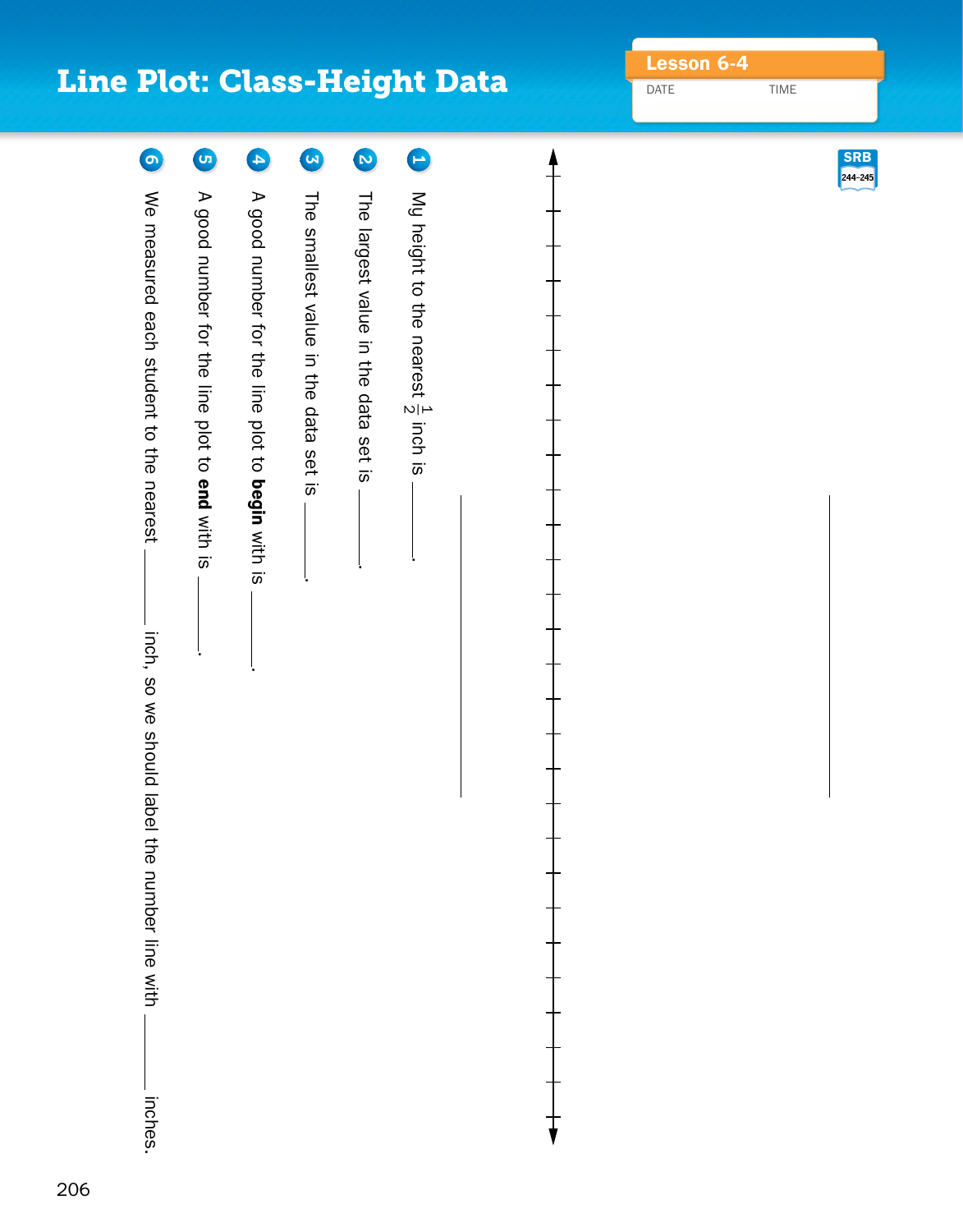# Line Plot: Class-Height Data

**Lesson 6-4**

DATE TIME

SRB 244–245

1. My height to the nearest $\frac{1}{2}$ inch is ______.
2. The largest value in the data set is ______.
3. The smallest value in the data set is ______.
4. A good number for the line plot to **begin** with is ______.
5. A good number for the line plot to **end** with is ______.
6. We measured each student to the nearest ______ inch, so we should label the number line with ______ inches.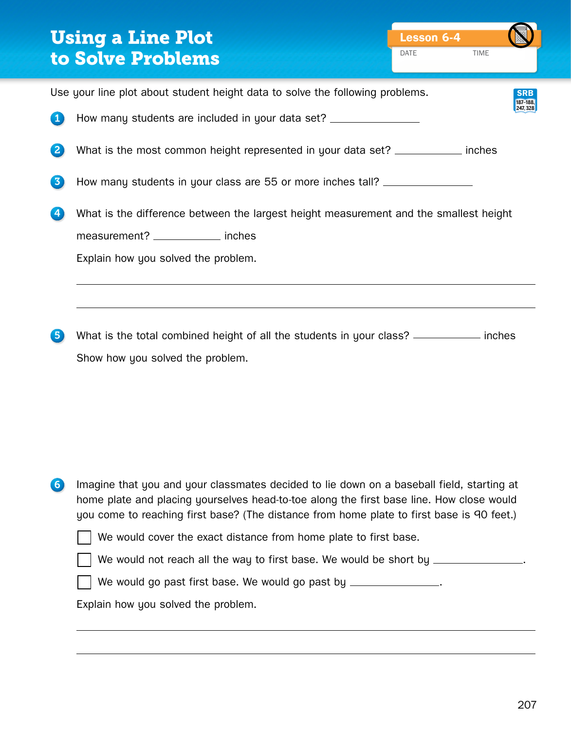# Using a Line Plot to Solve Problems

**Lesson 6-4**

DATE TIME

SRB 187–188, 247, 328

Use your line plot about student height data to solve the following problems.

1. How many students are included in your data set? ______________

2. What is the most common height represented in your data set? __________ inches

3. How many students in your class are 55 or more inches tall? ______________

4. What is the difference between the largest height measurement and the smallest height measurement? __________ inches

   Explain how you solved the problem.

   ______________________________________________________________

   ______________________________________________________________

5. What is the total combined height of all the students in your class? __________ inches

   Show how you solved the problem.

6. Imagine that you and your classmates decided to lie down on a baseball field, starting at home plate and placing yourselves head-to-toe along the first base line. How close would you come to reaching first base? (The distance from home plate to first base is 90 feet.)

   - [ ] We would cover the exact distance from home plate to first base.
   - [ ] We would not reach all the way to first base. We would be short by ______________.
   - [ ] We would go past first base. We would go past by ______________.

   Explain how you solved the problem.

   ______________________________________________________________

   ______________________________________________________________